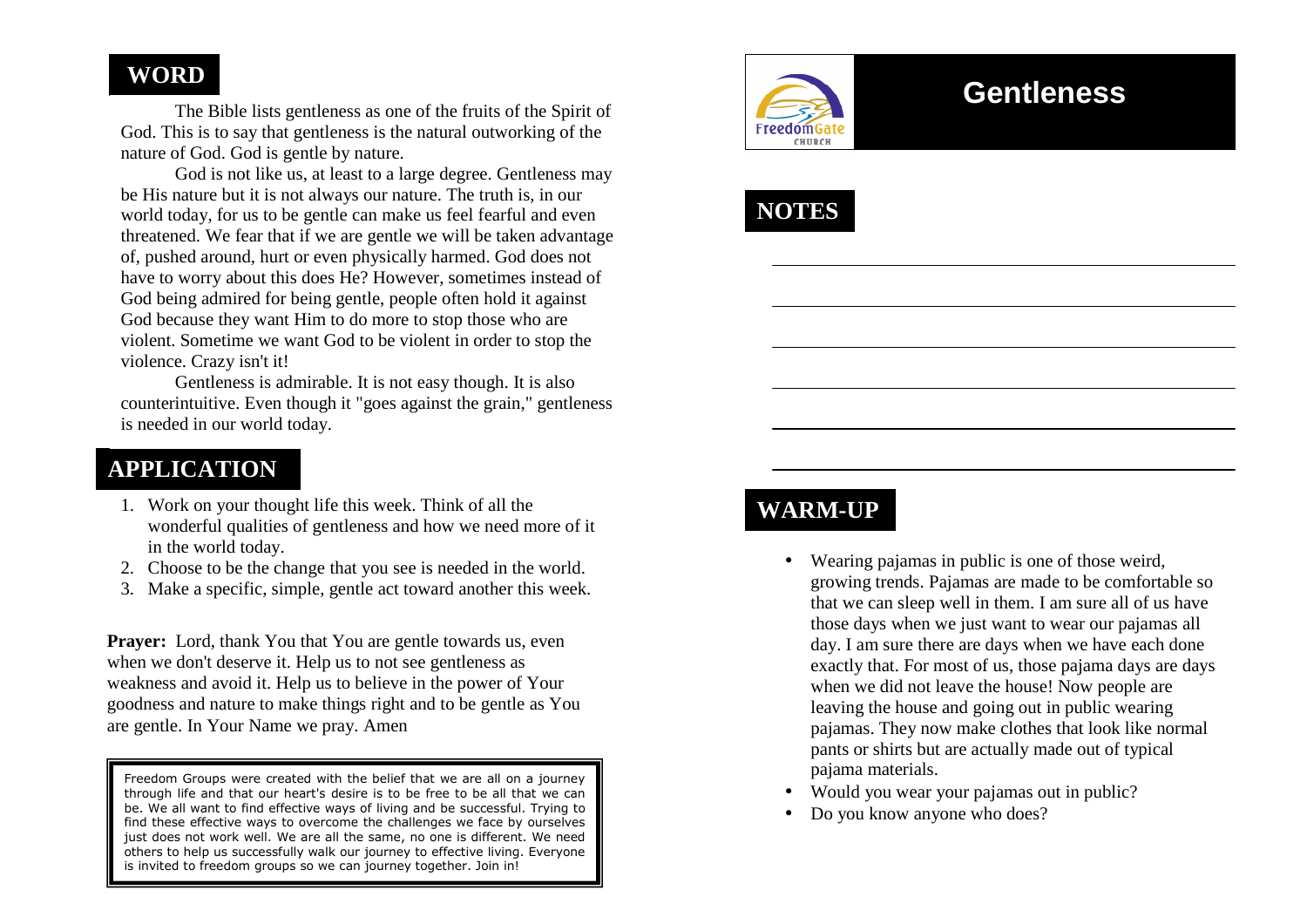# Gentleness

FreedomGate CHURCH

## NOTES

## WARM-UP

- Wearing pajamas in public is one of those weird, growing trends. Pajamas are made to be comfortable so that we can sleep well in them. I am sure all of us have those days when we just want to wear our pajamas all day. I am sure there are days when we have each done exactly that. For most of us, those pajama days are days when we did not leave the house! Now people are leaving the house and going out in public wearing pajamas. They now make clothes that look like normal pants or shirts but are actually made out of typical pajama materials.
- Would you wear your pajamas out in public?
- Do you know anyone who does?

## WORD

The Bible lists gentleness as one of the fruits of the Spirit of God. This is to say that gentleness is the natural outworking of the nature of God. God is gentle by nature.

God is not like us, at least to a large degree. Gentleness may be His nature but it is not always our nature. The truth is, in our world today, for us to be gentle can make us feel fearful and even threatened. We fear that if we are gentle we will be taken advantage of, pushed around, hurt or even physically harmed. God does not have to worry about this does He? However, sometimes instead of God being admired for being gentle, people often hold it against God because they want Him to do more to stop those who are violent. Sometime we want God to be violent in order to stop the violence. Crazy isn't it!

Gentleness is admirable. It is not easy though. It is also counterintuitive. Even though it "goes against the grain," gentleness is needed in our world today.

## APPLICATION

1. Work on your thought life this week. Think of all the wonderful qualities of gentleness and how we need more of it in the world today.
2. Choose to be the change that you see is needed in the world.
3. Make a specific, simple, gentle act toward another this week.

**Prayer:** Lord, thank You that You are gentle towards us, even when we don't deserve it. Help us to not see gentleness as weakness and avoid it. Help us to believe in the power of Your goodness and nature to make things right and to be gentle as You are gentle. In Your Name we pray. Amen

Freedom Groups were created with the belief that we are all on a journey through life and that our heart's desire is to be free to be all that we can be. We all want to find effective ways of living and be successful. Trying to find these effective ways to overcome the challenges we face by ourselves just does not work well. We are all the same, no one is different. We need others to help us successfully walk our journey to effective living. Everyone is invited to freedom groups so we can journey together. Join in!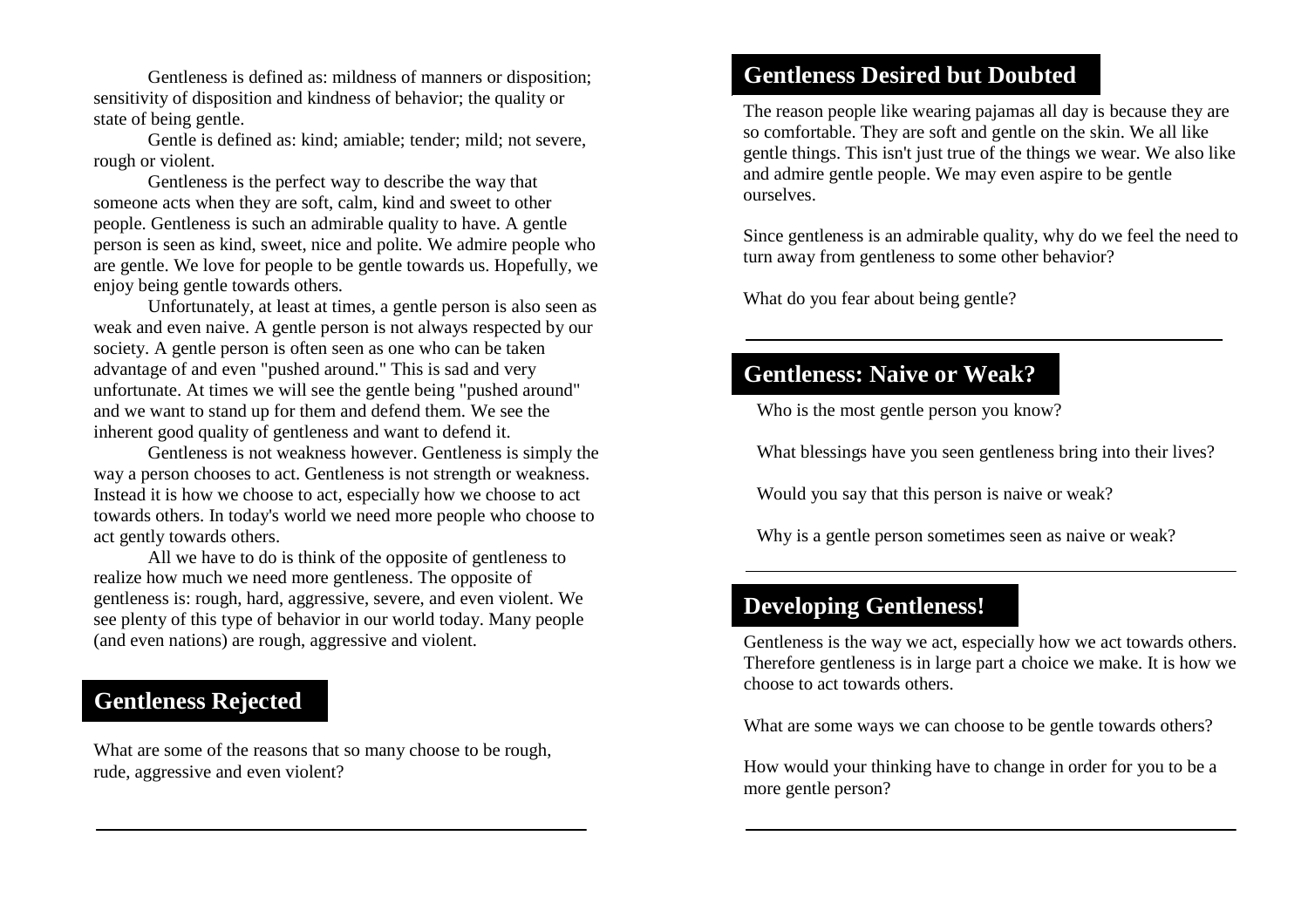Gentleness is defined as: mildness of manners or disposition; sensitivity of disposition and kindness of behavior; the quality or state of being gentle.

Gentle is defined as: kind; amiable; tender; mild; not severe, rough or violent.

Gentleness is the perfect way to describe the way that someone acts when they are soft, calm, kind and sweet to other people. Gentleness is such an admirable quality to have. A gentle person is seen as kind, sweet, nice and polite. We admire people who are gentle. We love for people to be gentle towards us. Hopefully, we enjoy being gentle towards others.

Unfortunately, at least at times, a gentle person is also seen as weak and even naive. A gentle person is not always respected by our society. A gentle person is often seen as one who can be taken advantage of and even "pushed around." This is sad and very unfortunate. At times we will see the gentle being "pushed around" and we want to stand up for them and defend them. We see the inherent good quality of gentleness and want to defend it.

Gentleness is not weakness however. Gentleness is simply the way a person chooses to act. Gentleness is not strength or weakness. Instead it is how we choose to act, especially how we choose to act towards others. In today's world we need more people who choose to act gently towards others.

All we have to do is think of the opposite of gentleness to realize how much we need more gentleness. The opposite of gentleness is: rough, hard, aggressive, severe, and even violent. We see plenty of this type of behavior in our world today. Many people (and even nations) are rough, aggressive and violent.

## Gentleness Rejected

What are some of the reasons that so many choose to be rough, rude, aggressive and even violent?

---

## Gentleness Desired but Doubted

The reason people like wearing pajamas all day is because they are so comfortable. They are soft and gentle on the skin. We all like gentle things. This isn't just true of the things we wear. We also like and admire gentle people. We may even aspire to be gentle ourselves.

Since gentleness is an admirable quality, why do we feel the need to turn away from gentleness to some other behavior?

What do you fear about being gentle?

---

## Gentleness: Naive or Weak?

Who is the most gentle person you know?

What blessings have you seen gentleness bring into their lives?

Would you say that this person is naive or weak?

Why is a gentle person sometimes seen as naive or weak?

---

## Developing Gentleness!

Gentleness is the way we act, especially how we act towards others. Therefore gentleness is in large part a choice we make. It is how we choose to act towards others.

What are some ways we can choose to be gentle towards others?

How would your thinking have to change in order for you to be a more gentle person?

---